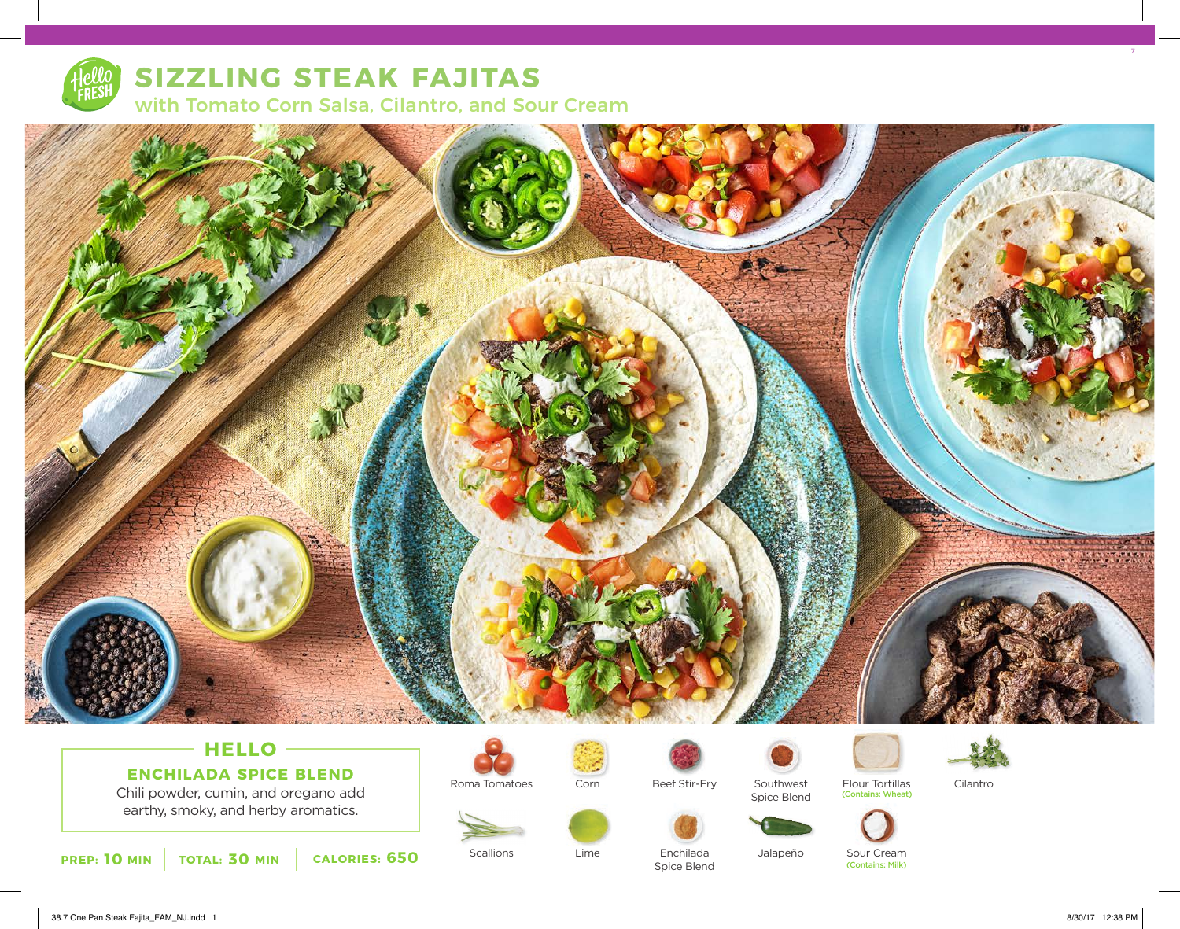# SIZZLING STEAK FAJITAS

## with Tomato Corn Salsa, Cilantro, and Sour Cream

### HELLO

**ENCHILADA SPICE BLEND**

Chili powder, cumin, and oregano add earthy, smoky, and herby aromatics.

**PREP: 10 MIN** | **TOTAL: 30 MIN** | **CALORIES: 650**

- Roma Tomatoes
- Corn
- Beef Stir-Fry
- Southwest Spice Blend
- Flour Tortillas (Contains: Wheat)
- Cilantro
- Scallions
- Lime
- Enchilada Spice Blend
- Jalapeño
- Sour Cream (Contains: Milk)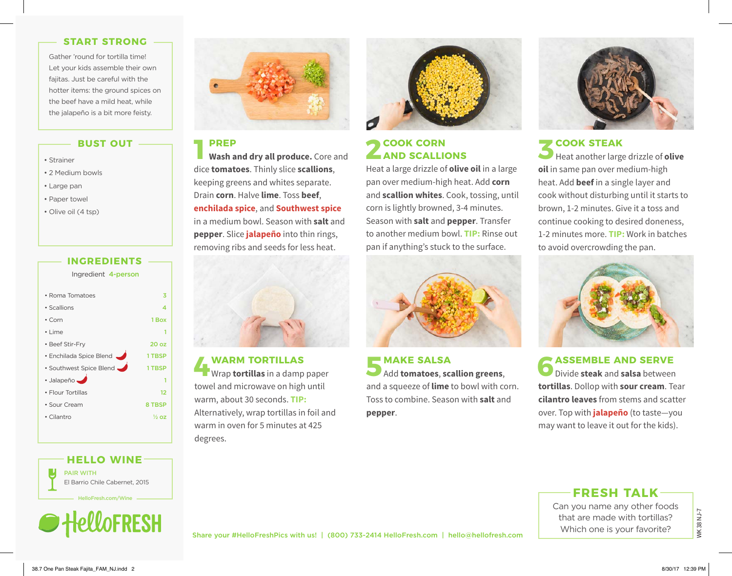## START STRONG

Gather 'round for tortilla time! Let your kids assemble their own fajitas. Just be careful with the hotter items: the ground spices on the beef have a mild heat, while the jalapeño is a bit more feisty.

## BUST OUT

- Strainer
- 2 Medium bowls
- Large pan
- Paper towel
- Olive oil (4 tsp)

## INGREDIENTS

| Ingredient | 4-person |
| --- | --- |
| Roma Tomatoes | 3 |
| Scallions | 4 |
| Corn | 1 Box |
| Lime | 1 |
| Beef Stir-Fry | 20 oz |
| Enchilada Spice Blend | 1 TBSP |
| Southwest Spice Blend | 1 TBSP |
| Jalapeño | 1 |
| Flour Tortillas | 12 |
| Sour Cream | 8 TBSP |
| Cilantro | ½ oz |

## HELLO WINE

PAIR WITH
El Barrio Chile Cabernet, 2015

HelloFresh.com/Wine

HelloFRESH

## 1 PREP

**Wash and dry all produce.** Core and dice **tomatoes**. Thinly slice **scallions**, keeping greens and whites separate. Drain **corn**. Halve **lime**. Toss **beef**, **enchilada spice**, and **Southwest spice** in a medium bowl. Season with **salt** and **pepper**. Slice **jalapeño** into thin rings, removing ribs and seeds for less heat.

## 2 COOK CORN AND SCALLIONS

Heat a large drizzle of **olive oil** in a large pan over medium-high heat. Add **corn** and **scallion whites**. Cook, tossing, until corn is lightly browned, 3-4 minutes. Season with **salt** and **pepper**. Transfer to another medium bowl. TIP: Rinse out pan if anything's stuck to the surface.

## 3 COOK STEAK

Heat another large drizzle of **olive oil** in same pan over medium-high heat. Add **beef** in a single layer and cook without disturbing until it starts to brown, 1-2 minutes. Give it a toss and continue cooking to desired doneness, 1-2 minutes more. TIP: Work in batches to avoid overcrowding the pan.

## 4 WARM TORTILLAS

Wrap **tortillas** in a damp paper towel and microwave on high until warm, about 30 seconds. TIP: Alternatively, wrap tortillas in foil and warm in oven for 5 minutes at 425 degrees.

## 5 MAKE SALSA

Add **tomatoes**, **scallion greens**, and a squeeze of **lime** to bowl with corn. Toss to combine. Season with **salt** and **pepper**.

## 6 ASSEMBLE AND SERVE

Divide **steak** and **salsa** between **tortillas**. Dollop with **sour cream**. Tear **cilantro leaves** from stems and scatter over. Top with **jalapeño** (to taste—you may want to leave it out for the kids).

## FRESH TALK

Can you name any other foods that are made with tortillas? Which one is your favorite?

Share your #HelloFreshPics with us! | (800) 733-2414 HelloFresh.com | hello@hellofresh.com

WK 38 NJ-7